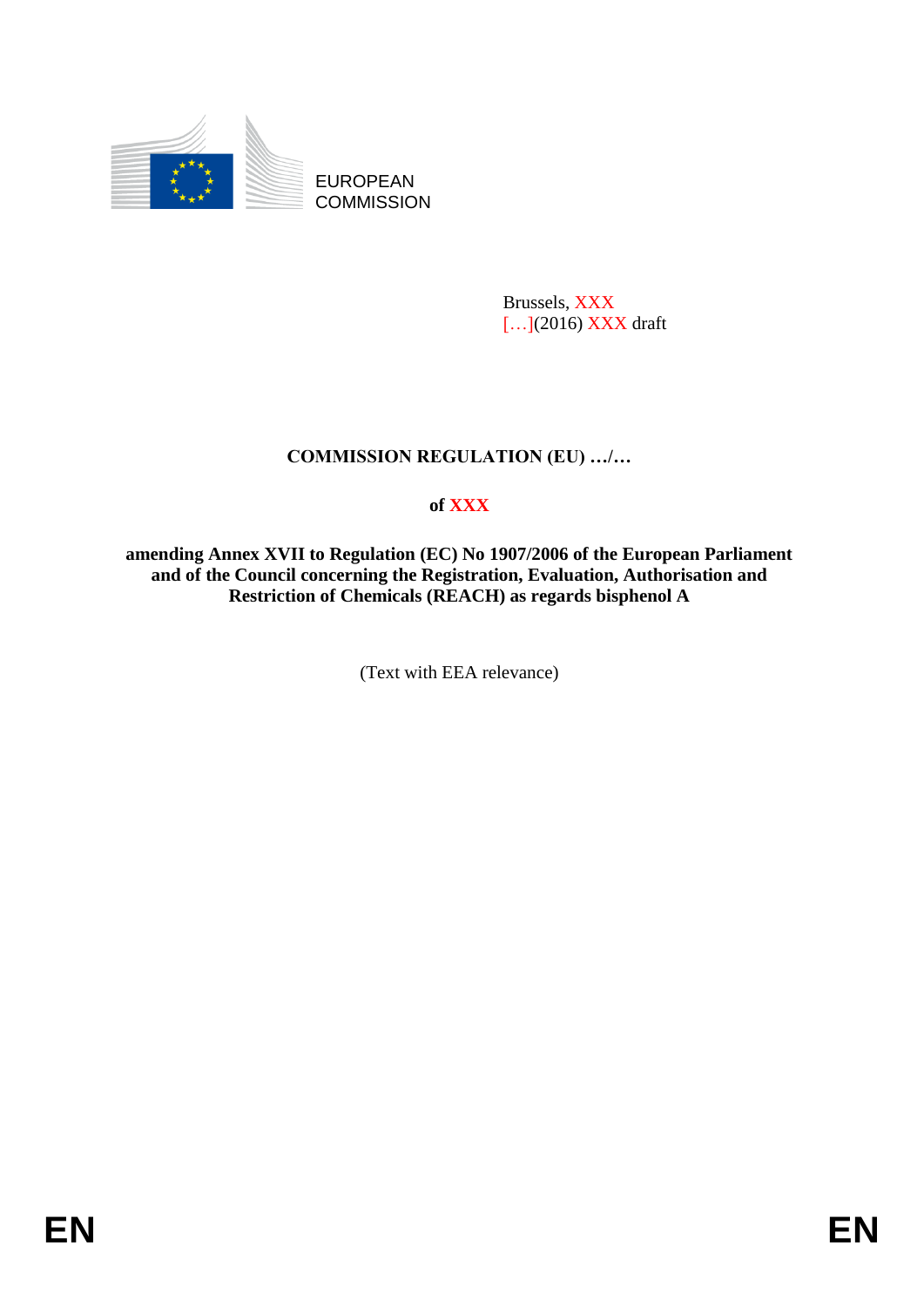EUROPEAN COMMISSION

Brussels, XXX
[…](2016) XXX draft

**COMMISSION REGULATION (EU) …/…**

**of XXX**

**amending Annex XVII to Regulation (EC) No 1907/2006 of the European Parliament and of the Council concerning the Registration, Evaluation, Authorisation and Restriction of Chemicals (REACH) as regards bisphenol A**

(Text with EEA relevance)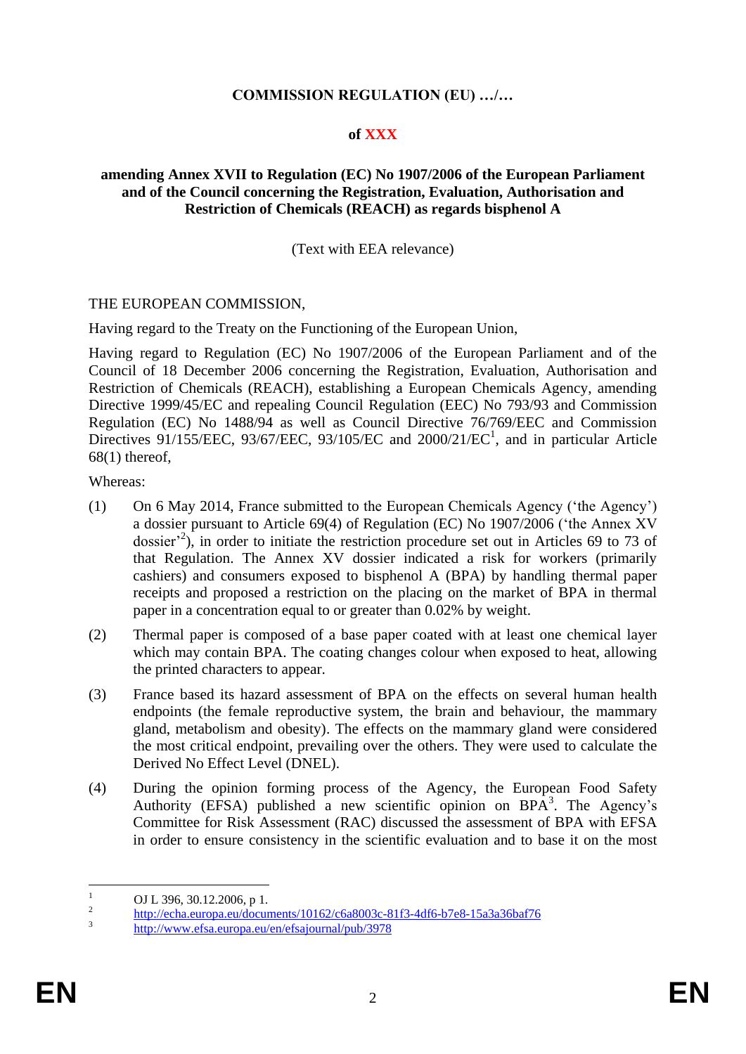**COMMISSION REGULATION (EU) …/…**

**of XXX**

**amending Annex XVII to Regulation (EC) No 1907/2006 of the European Parliament and of the Council concerning the Registration, Evaluation, Authorisation and Restriction of Chemicals (REACH) as regards bisphenol A**

(Text with EEA relevance)

THE EUROPEAN COMMISSION,

Having regard to the Treaty on the Functioning of the European Union,

Having regard to Regulation (EC) No 1907/2006 of the European Parliament and of the Council of 18 December 2006 concerning the Registration, Evaluation, Authorisation and Restriction of Chemicals (REACH), establishing a European Chemicals Agency, amending Directive 1999/45/EC and repealing Council Regulation (EEC) No 793/93 and Commission Regulation (EC) No 1488/94 as well as Council Directive 76/769/EEC and Commission Directives 91/155/EEC, 93/67/EEC, 93/105/EC and 2000/21/EC[1], and in particular Article 68(1) thereof,

Whereas:

(1) On 6 May 2014, France submitted to the European Chemicals Agency ('the Agency') a dossier pursuant to Article 69(4) of Regulation (EC) No 1907/2006 ('the Annex XV dossier'[2]), in order to initiate the restriction procedure set out in Articles 69 to 73 of that Regulation. The Annex XV dossier indicated a risk for workers (primarily cashiers) and consumers exposed to bisphenol A (BPA) by handling thermal paper receipts and proposed a restriction on the placing on the market of BPA in thermal paper in a concentration equal to or greater than 0.02% by weight.

(2) Thermal paper is composed of a base paper coated with at least one chemical layer which may contain BPA. The coating changes colour when exposed to heat, allowing the printed characters to appear.

(3) France based its hazard assessment of BPA on the effects on several human health endpoints (the female reproductive system, the brain and behaviour, the mammary gland, metabolism and obesity). The effects on the mammary gland were considered the most critical endpoint, prevailing over the others. They were used to calculate the Derived No Effect Level (DNEL).

(4) During the opinion forming process of the Agency, the European Food Safety Authority (EFSA) published a new scientific opinion on BPA[3]. The Agency's Committee for Risk Assessment (RAC) discussed the assessment of BPA with EFSA in order to ensure consistency in the scientific evaluation and to base it on the most

---

[1] OJ L 396, 30.12.2006, p 1.

[2] http://echa.europa.eu/documents/10162/c6a8003c-81f3-4df6-b7e8-15a3a36baf76

[3] http://www.efsa.europa.eu/en/efsajournal/pub/3978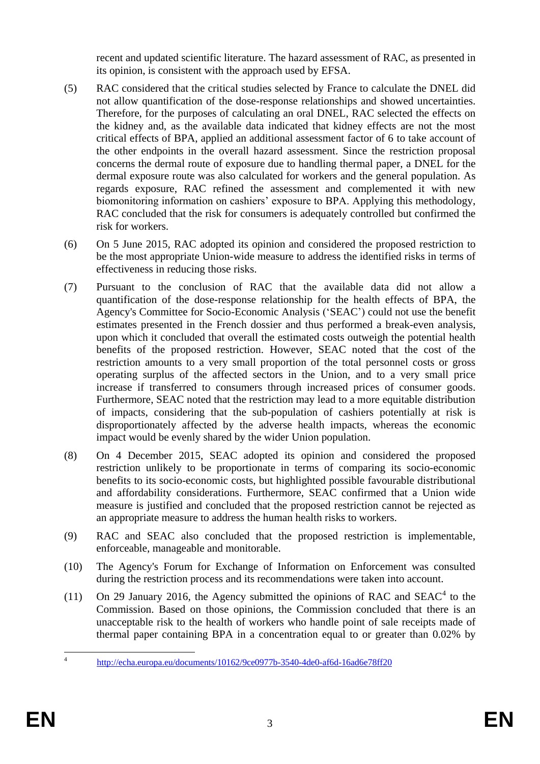recent and updated scientific literature. The hazard assessment of RAC, as presented in its opinion, is consistent with the approach used by EFSA.

(5) RAC considered that the critical studies selected by France to calculate the DNEL did not allow quantification of the dose-response relationships and showed uncertainties. Therefore, for the purposes of calculating an oral DNEL, RAC selected the effects on the kidney and, as the available data indicated that kidney effects are not the most critical effects of BPA, applied an additional assessment factor of 6 to take account of the other endpoints in the overall hazard assessment. Since the restriction proposal concerns the dermal route of exposure due to handling thermal paper, a DNEL for the dermal exposure route was also calculated for workers and the general population. As regards exposure, RAC refined the assessment and complemented it with new biomonitoring information on cashiers' exposure to BPA. Applying this methodology, RAC concluded that the risk for consumers is adequately controlled but confirmed the risk for workers.

(6) On 5 June 2015, RAC adopted its opinion and considered the proposed restriction to be the most appropriate Union-wide measure to address the identified risks in terms of effectiveness in reducing those risks.

(7) Pursuant to the conclusion of RAC that the available data did not allow a quantification of the dose-response relationship for the health effects of BPA, the Agency's Committee for Socio-Economic Analysis ('SEAC') could not use the benefit estimates presented in the French dossier and thus performed a break-even analysis, upon which it concluded that overall the estimated costs outweigh the potential health benefits of the proposed restriction. However, SEAC noted that the cost of the restriction amounts to a very small proportion of the total personnel costs or gross operating surplus of the affected sectors in the Union, and to a very small price increase if transferred to consumers through increased prices of consumer goods. Furthermore, SEAC noted that the restriction may lead to a more equitable distribution of impacts, considering that the sub-population of cashiers potentially at risk is disproportionately affected by the adverse health impacts, whereas the economic impact would be evenly shared by the wider Union population.

(8) On 4 December 2015, SEAC adopted its opinion and considered the proposed restriction unlikely to be proportionate in terms of comparing its socio-economic benefits to its socio-economic costs, but highlighted possible favourable distributional and affordability considerations. Furthermore, SEAC confirmed that a Union wide measure is justified and concluded that the proposed restriction cannot be rejected as an appropriate measure to address the human health risks to workers.

(9) RAC and SEAC also concluded that the proposed restriction is implementable, enforceable, manageable and monitorable.

(10) The Agency's Forum for Exchange of Information on Enforcement was consulted during the restriction process and its recommendations were taken into account.

(11) On 29 January 2016, the Agency submitted the opinions of RAC and SEAC[4] to the Commission. Based on those opinions, the Commission concluded that there is an unacceptable risk to the health of workers who handle point of sale receipts made of thermal paper containing BPA in a concentration equal to or greater than 0.02% by

---

[4] http://echa.europa.eu/documents/10162/9ce0977b-3540-4de0-af6d-16ad6e78ff20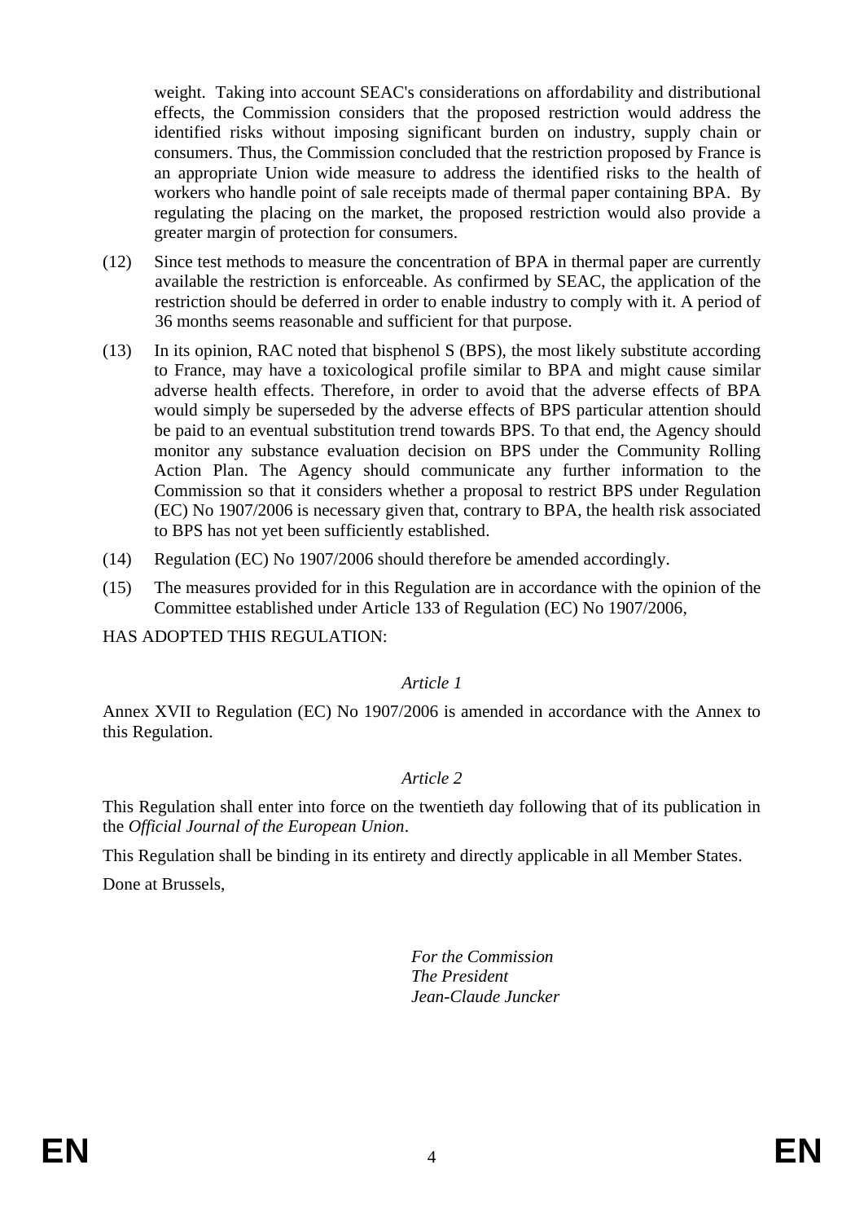weight. Taking into account SEAC's considerations on affordability and distributional effects, the Commission considers that the proposed restriction would address the identified risks without imposing significant burden on industry, supply chain or consumers. Thus, the Commission concluded that the restriction proposed by France is an appropriate Union wide measure to address the identified risks to the health of workers who handle point of sale receipts made of thermal paper containing BPA. By regulating the placing on the market, the proposed restriction would also provide a greater margin of protection for consumers.

(12) Since test methods to measure the concentration of BPA in thermal paper are currently available the restriction is enforceable. As confirmed by SEAC, the application of the restriction should be deferred in order to enable industry to comply with it. A period of 36 months seems reasonable and sufficient for that purpose.

(13) In its opinion, RAC noted that bisphenol S (BPS), the most likely substitute according to France, may have a toxicological profile similar to BPA and might cause similar adverse health effects. Therefore, in order to avoid that the adverse effects of BPA would simply be superseded by the adverse effects of BPS particular attention should be paid to an eventual substitution trend towards BPS. To that end, the Agency should monitor any substance evaluation decision on BPS under the Community Rolling Action Plan. The Agency should communicate any further information to the Commission so that it considers whether a proposal to restrict BPS under Regulation (EC) No 1907/2006 is necessary given that, contrary to BPA, the health risk associated to BPS has not yet been sufficiently established.

(14) Regulation (EC) No 1907/2006 should therefore be amended accordingly.

(15) The measures provided for in this Regulation are in accordance with the opinion of the Committee established under Article 133 of Regulation (EC) No 1907/2006,

HAS ADOPTED THIS REGULATION:

*Article 1*

Annex XVII to Regulation (EC) No 1907/2006 is amended in accordance with the Annex to this Regulation.

*Article 2*

This Regulation shall enter into force on the twentieth day following that of its publication in the *Official Journal of the European Union*.

This Regulation shall be binding in its entirety and directly applicable in all Member States.

Done at Brussels,

*For the Commission*
*The President*
*Jean-Claude Juncker*